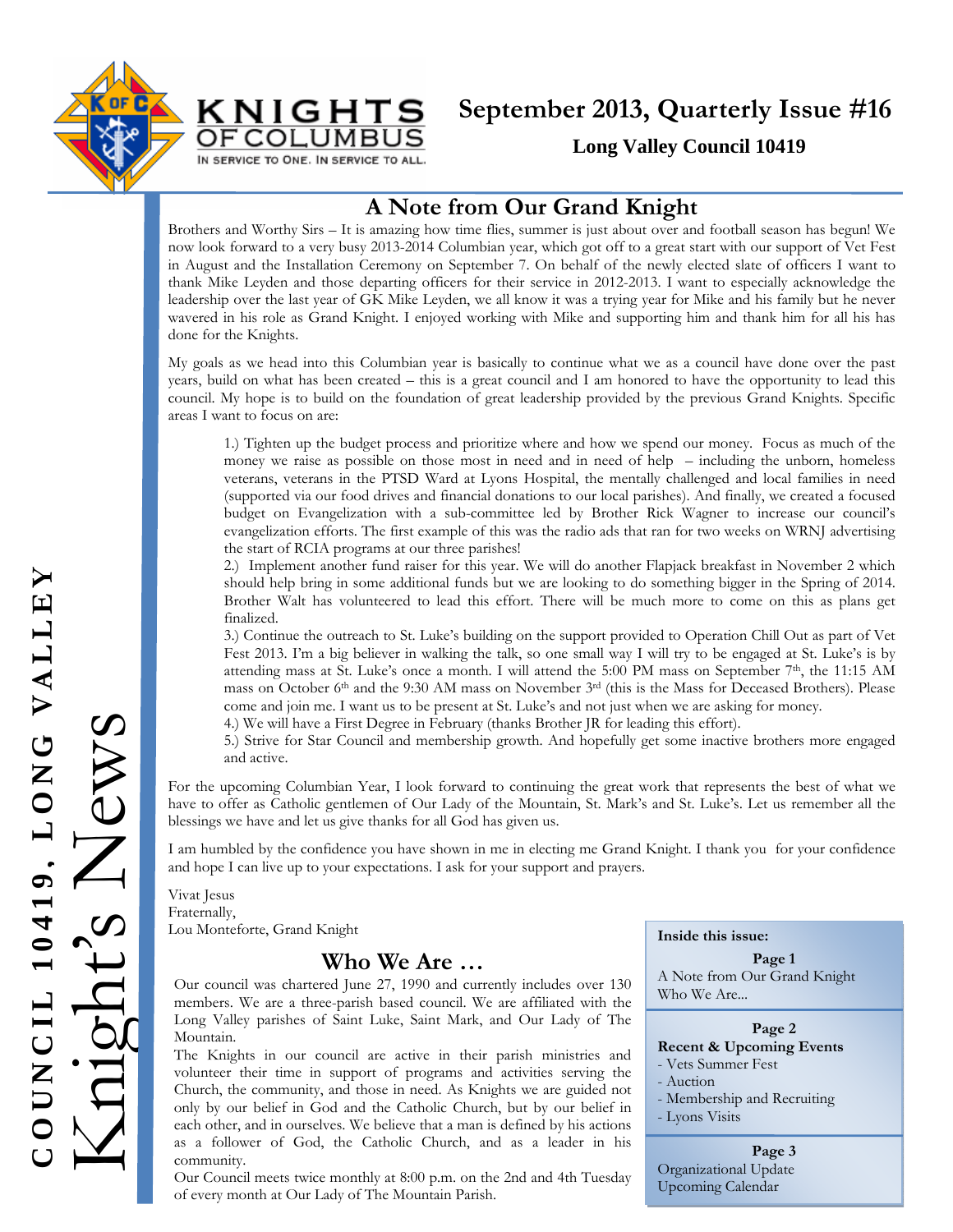# KNIGHTS OF COLUMBUS

IN SERVICE TO ONE. IN SERVICE TO ALL.

## September 2013, Quarterly Issue #16

**Long Valley Council 10419**

COUNCIL 10419, LONG VALLEY

Knight's News

## A Note from Our Grand Knight

Brothers and Worthy Sirs – It is amazing how time flies, summer is just about over and football season has begun! We now look forward to a very busy 2013-2014 Columbian year, which got off to a great start with our support of Vet Fest in August and the Installation Ceremony on September 7. On behalf of the newly elected slate of officers I want to thank Mike Leyden and those departing officers for their service in 2012-2013. I want to especially acknowledge the leadership over the last year of GK Mike Leyden, we all know it was a trying year for Mike and his family but he never wavered in his role as Grand Knight. I enjoyed working with Mike and supporting him and thank him for all his has done for the Knights.

My goals as we head into this Columbian year is basically to continue what we as a council have done over the past years, build on what has been created – this is a great council and I am honored to have the opportunity to lead this council. My hope is to build on the foundation of great leadership provided by the previous Grand Knights. Specific areas I want to focus on are:

1.) Tighten up the budget process and prioritize where and how we spend our money. Focus as much of the money we raise as possible on those most in need and in need of help – including the unborn, homeless veterans, veterans in the PTSD Ward at Lyons Hospital, the mentally challenged and local families in need (supported via our food drives and financial donations to our local parishes). And finally, we created a focused budget on Evangelization with a sub-committee led by Brother Rick Wagner to increase our council's evangelization efforts. The first example of this was the radio ads that ran for two weeks on WRNJ advertising the start of RCIA programs at our three parishes!

2.) Implement another fund raiser for this year. We will do another Flapjack breakfast in November 2 which should help bring in some additional funds but we are looking to do something bigger in the Spring of 2014. Brother Walt has volunteered to lead this effort. There will be much more to come on this as plans get finalized.

3.) Continue the outreach to St. Luke's building on the support provided to Operation Chill Out as part of Vet Fest 2013. I'm a big believer in walking the talk, so one small way I will try to be engaged at St. Luke's is by attending mass at St. Luke's once a month. I will attend the 5:00 PM mass on September 7th, the 11:15 AM mass on October 6th and the 9:30 AM mass on November 3rd (this is the Mass for Deceased Brothers). Please come and join me. I want us to be present at St. Luke's and not just when we are asking for money.

4.) We will have a First Degree in February (thanks Brother JR for leading this effort).

5.) Strive for Star Council and membership growth. And hopefully get some inactive brothers more engaged and active.

For the upcoming Columbian Year, I look forward to continuing the great work that represents the best of what we have to offer as Catholic gentlemen of Our Lady of the Mountain, St. Mark's and St. Luke's. Let us remember all the blessings we have and let us give thanks for all God has given us.

I am humbled by the confidence you have shown in me in electing me Grand Knight. I thank you for your confidence and hope I can live up to your expectations. I ask for your support and prayers.

Vivat Jesus
Fraternally,
Lou Monteforte, Grand Knight

## Who We Are …

Our council was chartered June 27, 1990 and currently includes over 130 members. We are a three-parish based council. We are affiliated with the Long Valley parishes of Saint Luke, Saint Mark, and Our Lady of The Mountain.

The Knights in our council are active in their parish ministries and volunteer their time in support of programs and activities serving the Church, the community, and those in need. As Knights we are guided not only by our belief in God and the Catholic Church, but by our belief in each other, and in ourselves. We believe that a man is defined by his actions as a follower of God, the Catholic Church, and as a leader in his community.

Our Council meets twice monthly at 8:00 p.m. on the 2nd and 4th Tuesday of every month at Our Lady of The Mountain Parish.

**Inside this issue:**

**Page 1**
A Note from Our Grand Knight
Who We Are...

**Page 2**
**Recent & Upcoming Events**
- Vets Summer Fest
- Auction
- Membership and Recruiting
- Lyons Visits

**Page 3**
Organizational Update
Upcoming Calendar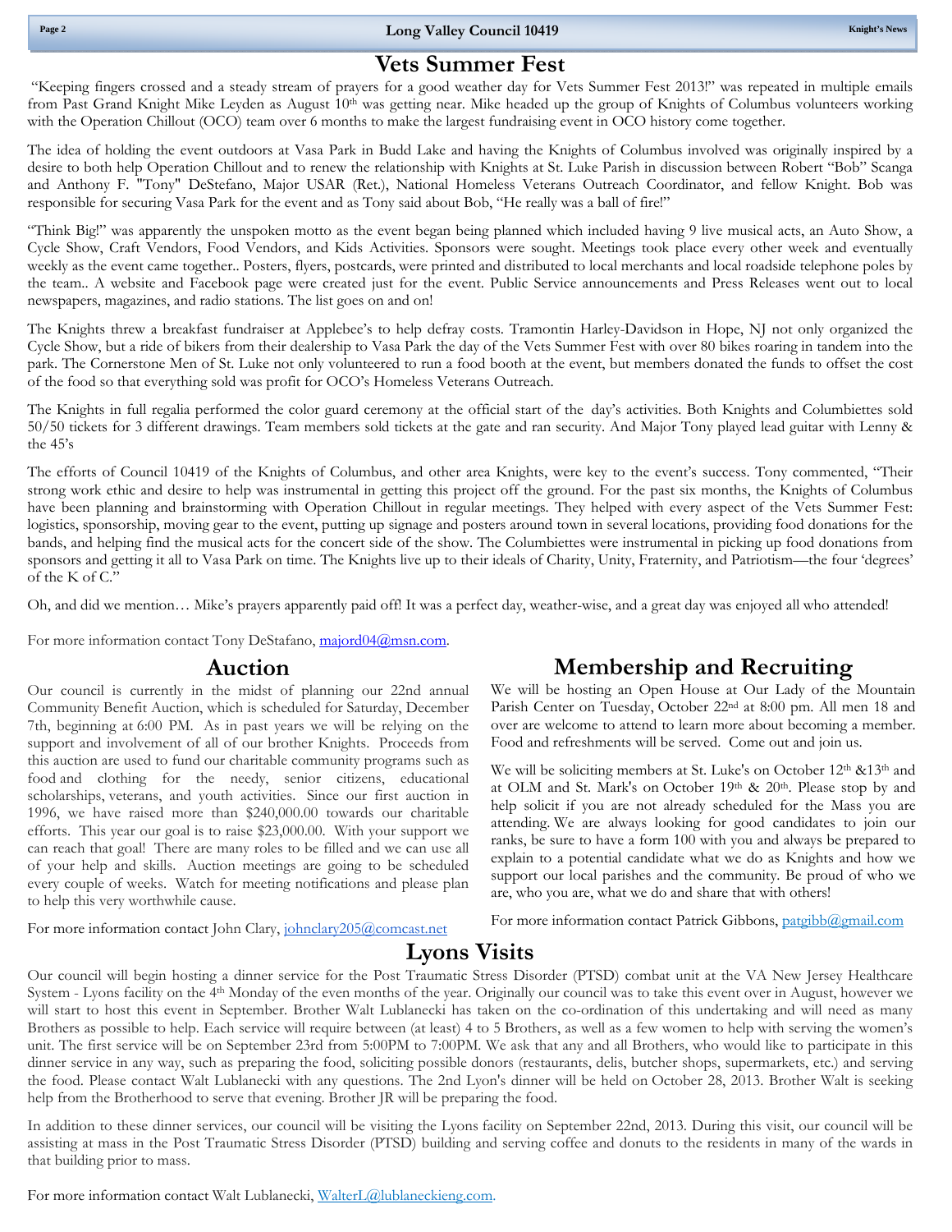# Vets Summer Fest

"Keeping fingers crossed and a steady stream of prayers for a good weather day for Vets Summer Fest 2013!" was repeated in multiple emails from Past Grand Knight Mike Leyden as August 10th was getting near. Mike headed up the group of Knights of Columbus volunteers working with the Operation Chillout (OCO) team over 6 months to make the largest fundraising event in OCO history come together.

The idea of holding the event outdoors at Vasa Park in Budd Lake and having the Knights of Columbus involved was originally inspired by a desire to both help Operation Chillout and to renew the relationship with Knights at St. Luke Parish in discussion between Robert "Bob" Scanga and Anthony F. "Tony" DeStefano, Major USAR (Ret.), National Homeless Veterans Outreach Coordinator, and fellow Knight. Bob was responsible for securing Vasa Park for the event and as Tony said about Bob, "He really was a ball of fire!"

"Think Big!" was apparently the unspoken motto as the event began being planned which included having 9 live musical acts, an Auto Show, a Cycle Show, Craft Vendors, Food Vendors, and Kids Activities. Sponsors were sought. Meetings took place every other week and eventually weekly as the event came together.. Posters, flyers, postcards, were printed and distributed to local merchants and local roadside telephone poles by the team.. A website and Facebook page were created just for the event. Public Service announcements and Press Releases went out to local newspapers, magazines, and radio stations. The list goes on and on!

The Knights threw a breakfast fundraiser at Applebee's to help defray costs. Tramontin Harley-Davidson in Hope, NJ not only organized the Cycle Show, but a ride of bikers from their dealership to Vasa Park the day of the Vets Summer Fest with over 80 bikes roaring in tandem into the park. The Cornerstone Men of St. Luke not only volunteered to run a food booth at the event, but members donated the funds to offset the cost of the food so that everything sold was profit for OCO's Homeless Veterans Outreach.

The Knights in full regalia performed the color guard ceremony at the official start of the day's activities. Both Knights and Columbiettes sold 50/50 tickets for 3 different drawings. Team members sold tickets at the gate and ran security. And Major Tony played lead guitar with Lenny & the 45's

The efforts of Council 10419 of the Knights of Columbus, and other area Knights, were key to the event's success. Tony commented, "Their strong work ethic and desire to help was instrumental in getting this project off the ground. For the past six months, the Knights of Columbus have been planning and brainstorming with Operation Chillout in regular meetings. They helped with every aspect of the Vets Summer Fest: logistics, sponsorship, moving gear to the event, putting up signage and posters around town in several locations, providing food donations for the bands, and helping find the musical acts for the concert side of the show. The Columbiettes were instrumental in picking up food donations from sponsors and getting it all to Vasa Park on time. The Knights live up to their ideals of Charity, Unity, Fraternity, and Patriotism—the four 'degrees' of the K of C."

Oh, and did we mention… Mike's prayers apparently paid off! It was a perfect day, weather-wise, and a great day was enjoyed all who attended!

For more information contact Tony DeStafano, majord04@msn.com.

# Auction

Our council is currently in the midst of planning our 22nd annual Community Benefit Auction, which is scheduled for Saturday, December 7th, beginning at 6:00 PM. As in past years we will be relying on the support and involvement of all of our brother Knights. Proceeds from this auction are used to fund our charitable community programs such as food and clothing for the needy, senior citizens, educational scholarships, veterans, and youth activities. Since our first auction in 1996, we have raised more than $240,000.00 towards our charitable efforts. This year our goal is to raise $23,000.00. With your support we can reach that goal! There are many roles to be filled and we can use all of your help and skills. Auction meetings are going to be scheduled every couple of weeks. Watch for meeting notifications and please plan to help this very worthwhile cause.

For more information contact John Clary, johnclary205@comcast.net

# Membership and Recruiting

We will be hosting an Open House at Our Lady of the Mountain Parish Center on Tuesday, October 22nd at 8:00 pm. All men 18 and over are welcome to attend to learn more about becoming a member. Food and refreshments will be served. Come out and join us.

We will be soliciting members at St. Luke's on October 12th &13th and at OLM and St. Mark's on October 19th & 20th. Please stop by and help solicit if you are not already scheduled for the Mass you are attending. We are always looking for good candidates to join our ranks, be sure to have a form 100 with you and always be prepared to explain to a potential candidate what we do as Knights and how we support our local parishes and the community. Be proud of who we are, who you are, what we do and share that with others!

For more information contact Patrick Gibbons, patgibb@gmail.com

# Lyons Visits

Our council will begin hosting a dinner service for the Post Traumatic Stress Disorder (PTSD) combat unit at the VA New Jersey Healthcare System - Lyons facility on the 4th Monday of the even months of the year. Originally our council was to take this event over in August, however we will start to host this event in September. Brother Walt Lublanecki has taken on the co-ordination of this undertaking and will need as many Brothers as possible to help. Each service will require between (at least) 4 to 5 Brothers, as well as a few women to help with serving the women's unit. The first service will be on September 23rd from 5:00PM to 7:00PM. We ask that any and all Brothers, who would like to participate in this dinner service in any way, such as preparing the food, soliciting possible donors (restaurants, delis, butcher shops, supermarkets, etc.) and serving the food. Please contact Walt Lublanecki with any questions. The 2nd Lyon's dinner will be held on October 28, 2013. Brother Walt is seeking help from the Brotherhood to serve that evening. Brother JR will be preparing the food.

In addition to these dinner services, our council will be visiting the Lyons facility on September 22nd, 2013. During this visit, our council will be assisting at mass in the Post Traumatic Stress Disorder (PTSD) building and serving coffee and donuts to the residents in many of the wards in that building prior to mass.

For more information contact Walt Lublanecki, WalterL@lublaneckieng.com.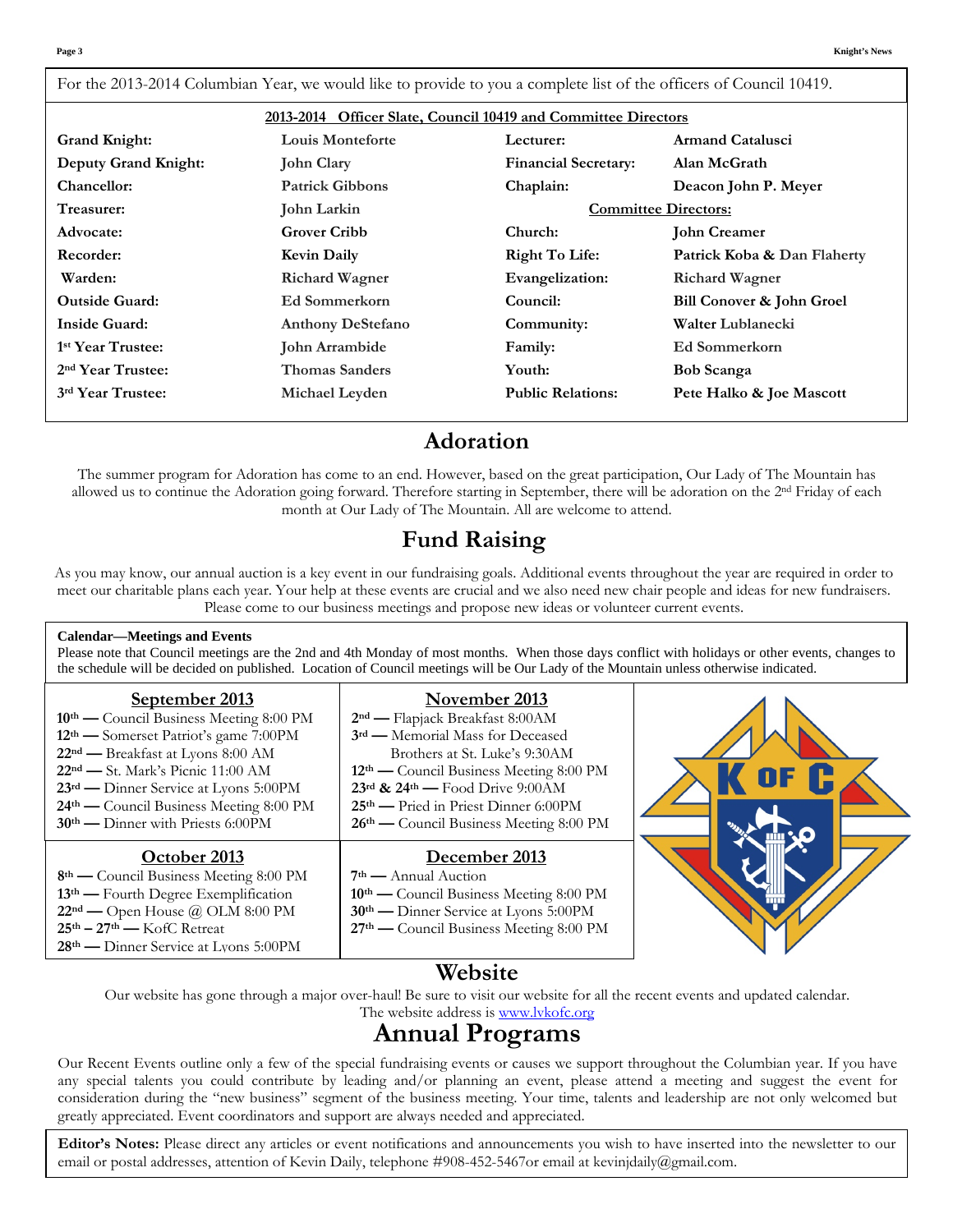For the 2013-2014 Columbian Year, we would like to provide to you a complete list of the officers of Council 10419.

**2013-2014 Officer Slate, Council 10419 and Committee Directors**

| | | | |
|---|---|---|---|
| **Grand Knight:** | **Louis Monteforte** | **Lecturer:** | **Armand Catalusci** |
| **Deputy Grand Knight:** | **John Clary** | **Financial Secretary:** | **Alan McGrath** |
| **Chancellor:** | **Patrick Gibbons** | **Chaplain:** | **Deacon John P. Meyer** |
| **Treasurer:** | **John Larkin** | **Committee Directors:** | |
| **Advocate:** | **Grover Cribb** | **Church:** | **John Creamer** |
| **Recorder:** | **Kevin Daily** | **Right To Life:** | **Patrick Koba & Dan Flaherty** |
| **Warden:** | **Richard Wagner** | **Evangelization:** | **Richard Wagner** |
| **Outside Guard:** | **Ed Sommerkorn** | **Council:** | **Bill Conover & John Groel** |
| **Inside Guard:** | **Anthony DeStefano** | **Community:** | **Walter Lublanecki** |
| **1st Year Trustee:** | **John Arrambide** | **Family:** | **Ed Sommerkorn** |
| **2nd Year Trustee:** | **Thomas Sanders** | **Youth:** | **Bob Scanga** |
| **3rd Year Trustee:** | **Michael Leyden** | **Public Relations:** | **Pete Halko & Joe Mascott** |

## Adoration

The summer program for Adoration has come to an end. However, based on the great participation, Our Lady of The Mountain has allowed us to continue the Adoration going forward. Therefore starting in September, there will be adoration on the 2nd Friday of each month at Our Lady of The Mountain. All are welcome to attend.

## Fund Raising

As you may know, our annual auction is a key event in our fundraising goals. Additional events throughout the year are required in order to meet our charitable plans each year. Your help at these events are crucial and we also need new chair people and ideas for new fundraisers. Please come to our business meetings and propose new ideas or volunteer current events.

**Calendar—Meetings and Events**

Please note that Council meetings are the 2nd and 4th Monday of most months. When those days conflict with holidays or other events, changes to the schedule will be decided on published. Location of Council meetings will be Our Lady of the Mountain unless otherwise indicated.

### September 2013

**10th —** Council Business Meeting 8:00 PM
**12th —** Somerset Patriot's game 7:00PM
**22nd —** Breakfast at Lyons 8:00 AM
**22nd —** St. Mark's Picnic 11:00 AM
**23rd —** Dinner Service at Lyons 5:00PM
**24th —** Council Business Meeting 8:00 PM
**30th —** Dinner with Priests 6:00PM

### October 2013

**8th —** Council Business Meeting 8:00 PM
**13th —** Fourth Degree Exemplification
**22nd —** Open House @ OLM 8:00 PM
**25th – 27th —** KofC Retreat
**28th —** Dinner Service at Lyons 5:00PM

### November 2013

**2nd —** Flapjack Breakfast 8:00AM
**3rd —** Memorial Mass for Deceased Brothers at St. Luke's 9:30AM
**12th —** Council Business Meeting 8:00 PM
**23rd & 24th —** Food Drive 9:00AM
**25th —** Pried in Priest Dinner 6:00PM
**26th —** Council Business Meeting 8:00 PM

### December 2013

**7th —** Annual Auction
**10th —** Council Business Meeting 8:00 PM
**30th —** Dinner Service at Lyons 5:00PM
**27th —** Council Business Meeting 8:00 PM

## Website

Our website has gone through a major over-haul! Be sure to visit our website for all the recent events and updated calendar. The website address is www.lvkofc.org

## Annual Programs

Our Recent Events outline only a few of the special fundraising events or causes we support throughout the Columbian year. If you have any special talents you could contribute by leading and/or planning an event, please attend a meeting and suggest the event for consideration during the "new business" segment of the business meeting. Your time, talents and leadership are not only welcomed but greatly appreciated. Event coordinators and support are always needed and appreciated.

**Editor's Notes:** Please direct any articles or event notifications and announcements you wish to have inserted into the newsletter to our email or postal addresses, attention of Kevin Daily, telephone #908-452-5467or email at kevinjdaily@gmail.com.